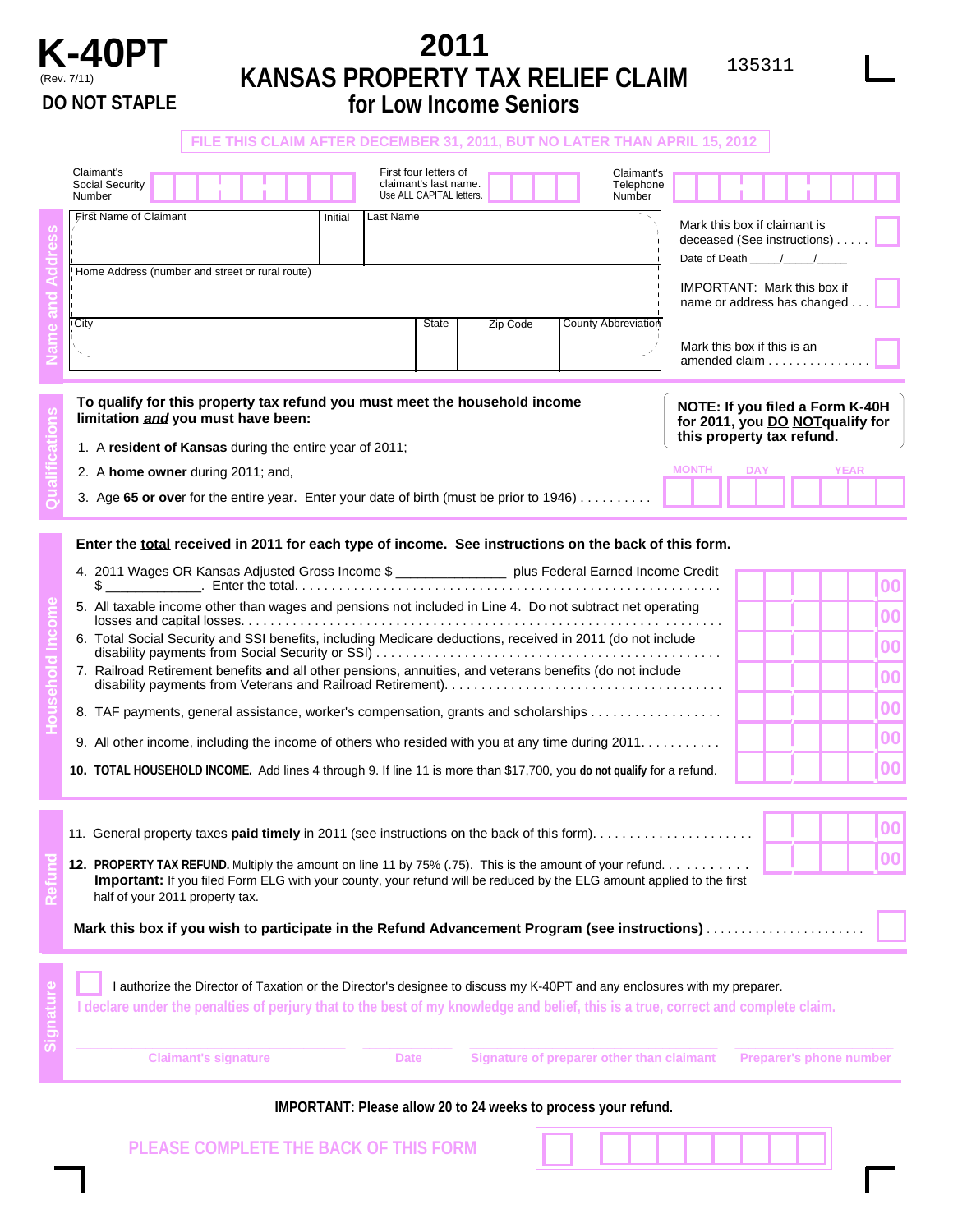# K-40PT

(Rev. 7/11)

**DO NOT STAPLE**

# 2011 KANSAS PROPERTY TAX RELIEF CLAIM for Low Income Seniors

135311

**FILE THIS CLAIM AFTER DECEMBER 31, 2011, BUT NO LATER THAN APRIL 15, 2012**

## Name and Address

Claimant's Social Security Number

First four letters of claimant's last name. Use ALL CAPITAL letters.

Claimant's Telephone Number

First Name of Claimant | Initial | Last Name

Home Address (number and street or rural route)

City | State | Zip Code | County Abbreviation

Mark this box if claimant is deceased (See instructions) . . . . . ☐

Date of Death _____/_____/_____

IMPORTANT: Mark this box if name or address has changed . . . ☐

Mark this box if this is an amended claim . . . . . . . . . . . . . . . ☐

## Qualifications

**To qualify for this property tax refund you must meet the household income limitation *and* you must have been:**

**NOTE: If you filed a Form K-40H for 2011, you DO NOT qualify for this property tax refund.**

1. A **resident of Kansas** during the entire year of 2011;
2. A **home owner** during 2011; and,
3. Age **65 or over** for the entire year. Enter your date of birth (must be prior to 1946) . . . . . . . . . . MONTH DAY YEAR

## Household Income

**Enter the total received in 2011 for each type of income. See instructions on the back of this form.**

4. 2011 Wages OR Kansas Adjusted Gross Income $ ______________ plus Federal Earned Income Credit $ ____________. Enter the total. . . . . . . . . . . . . . . . . . . . . . . . . . . . . . . . . . . . . . . . . . . . . . . . . . . . . . . .00
5. All taxable income other than wages and pensions not included in Line 4. Do not subtract net operating losses and capital losses. . . . . . . . . . . . . . . . . . . . . . . . . . . . . . . . . . . . . . . . . . . . . . . . . . . . . . . . . . .00
6. Total Social Security and SSI benefits, including Medicare deductions, received in 2011 (do not include disability payments from Social Security or SSI) . . . . . . . . . . . . . . . . . . . . . . . . . . . . . . . . . . . . . . . . . . . . . .00
7. Railroad Retirement benefits **and** all other pensions, annuities, and veterans benefits (do not include disability payments from Veterans and Railroad Retirement). . . . . . . . . . . . . . . . . . . . . . . . . . . . . . . . . . . . .00
8. TAF payments, general assistance, worker's compensation, grants and scholarships . . . . . . . . . . . . . . . . . .00
9. All other income, including the income of others who resided with you at any time during 2011. . . . . . . . . . .00
10. **TOTAL HOUSEHOLD INCOME.** Add lines 4 through 9. If line 11 is more than $17,700, you **do not qualify** for a refund. .00

## Refund

11. General property taxes **paid timely** in 2011 (see instructions on the back of this form). . . . . . . . . . . . . . . . . . . . . .00
12. **PROPERTY TAX REFUND.** Multiply the amount on line 11 by 75% (.75). This is the amount of your refund. . . . . . . . . . .00
    **Important:** If you filed Form ELG with your county, your refund will be reduced by the ELG amount applied to the first half of your 2011 property tax.

**Mark this box if you wish to participate in the Refund Advancement Program (see instructions)** . . . . . . . . . . . . . . . . . . . . . . . ☐

## Signature

☐ I authorize the Director of Taxation or the Director's designee to discuss my K-40PT and any enclosures with my preparer.

**I declare under the penalties of perjury that to the best of my knowledge and belief, this is a true, correct and complete claim.**

Claimant's signature | Date | Signature of preparer other than claimant | Preparer's phone number

**IMPORTANT: Please allow 20 to 24 weeks to process your refund.**

**PLEASE COMPLETE THE BACK OF THIS FORM**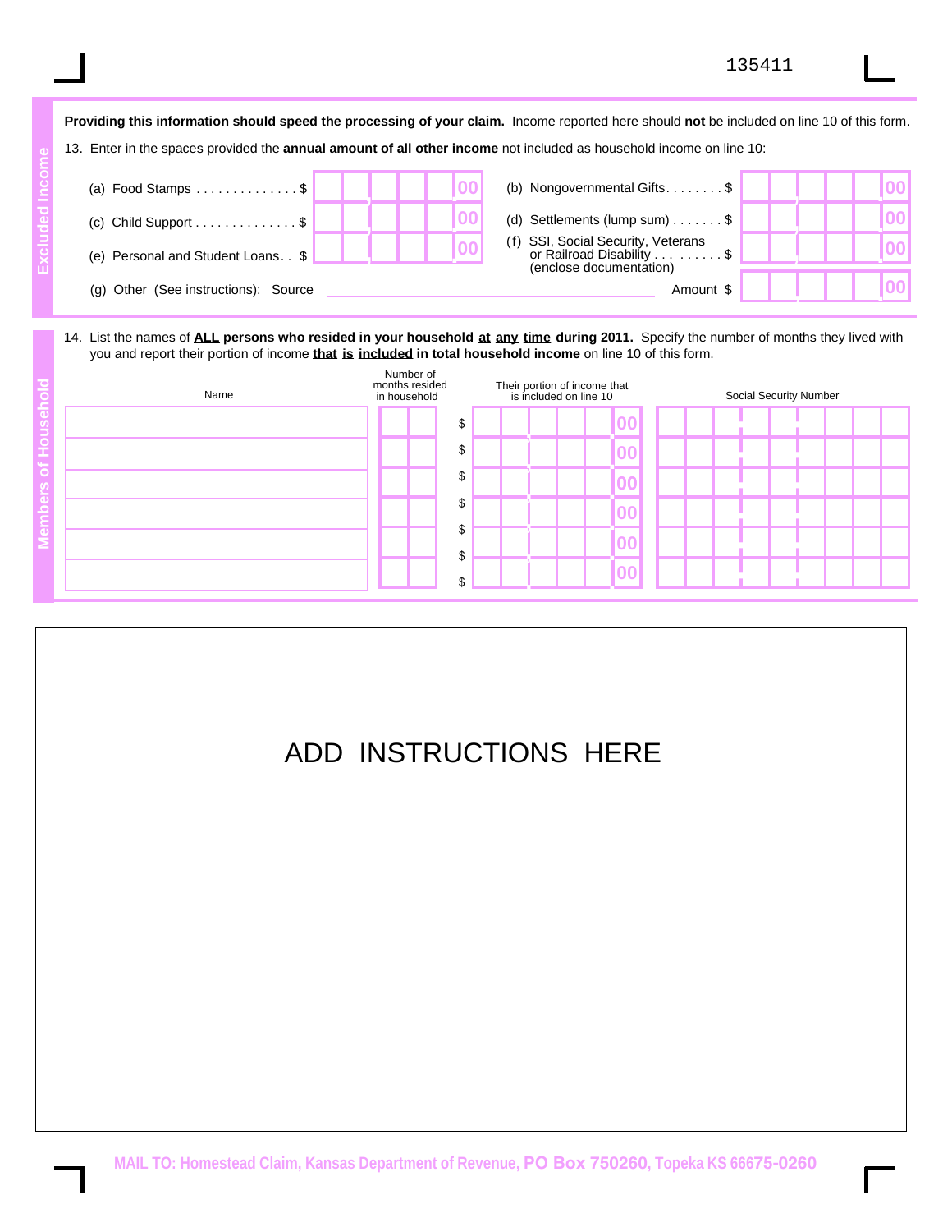135411

**Excluded Income**

**Providing this information should speed the processing of your claim.** Income reported here should **not** be included on line 10 of this form.

13. Enter in the spaces provided the **annual amount of all other income** not included as household income on line 10:

(a) Food Stamps . . . . . . . . . . . . . . $ 00

(b) Nongovernmental Gifts. . . . . . . . $ 00

(c) Child Support . . . . . . . . . . . . . . $ 00

(d) Settlements (lump sum) . . . . . . . $ 00

(e) Personal and Student Loans. . $ 00

(f) SSI, Social Security, Veterans or Railroad Disability . . . . . . . . . . $ 00 (enclose documentation)

(g) Other (See instructions): Source ______________ Amount $ 00

**Members of Household**

14. List the names of **ALL persons who resided in your household at any time during 2011.** Specify the number of months they lived with you and report their portion of income **that is included in total household income** on line 10 of this form.

| Name | Number of months resided in household | Their portion of income that is included on line 10 | Social Security Number |
|---|---|---|---|
| | | $ 00 | |
| | | $ 00 | |
| | | $ 00 | |
| | | $ 00 | |
| | | $ 00 | |
| | | $ 00 | |

ADD INSTRUCTIONS HERE

MAIL TO: Homestead Claim, Kansas Department of Revenue, PO Box 750260, Topeka KS 66675-0260